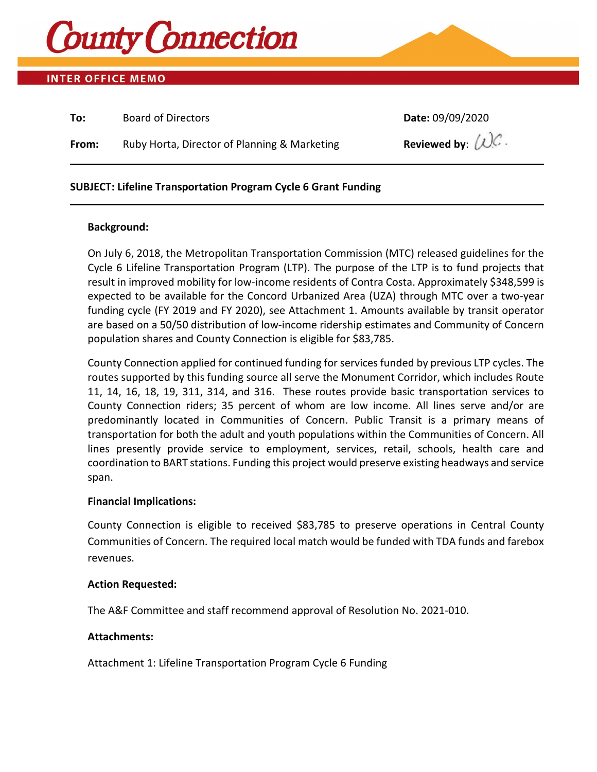# County Connection

## INTER OFFICE MEMO

**To:** Board of Directors

**From:** Ruby Horta, Director of Planning & Marketing

**Date:** 09/09/2020

**Reviewed by:** W.C.

---

**SUBJECT: Lifeline Transportation Program Cycle 6 Grant Funding**

---

**Background:**

On July 6, 2018, the Metropolitan Transportation Commission (MTC) released guidelines for the Cycle 6 Lifeline Transportation Program (LTP). The purpose of the LTP is to fund projects that result in improved mobility for low-income residents of Contra Costa. Approximately $348,599 is expected to be available for the Concord Urbanized Area (UZA) through MTC over a two-year funding cycle (FY 2019 and FY 2020), see Attachment 1. Amounts available by transit operator are based on a 50/50 distribution of low-income ridership estimates and Community of Concern population shares and County Connection is eligible for $83,785.

County Connection applied for continued funding for services funded by previous LTP cycles. The routes supported by this funding source all serve the Monument Corridor, which includes Route 11, 14, 16, 18, 19, 311, 314, and 316. These routes provide basic transportation services to County Connection riders; 35 percent of whom are low income. All lines serve and/or are predominantly located in Communities of Concern. Public Transit is a primary means of transportation for both the adult and youth populations within the Communities of Concern. All lines presently provide service to employment, services, retail, schools, health care and coordination to BART stations. Funding this project would preserve existing headways and service span.

**Financial Implications:**

County Connection is eligible to received $83,785 to preserve operations in Central County Communities of Concern. The required local match would be funded with TDA funds and farebox revenues.

**Action Requested:**

The A&F Committee and staff recommend approval of Resolution No. 2021-010.

**Attachments:**

Attachment 1: Lifeline Transportation Program Cycle 6 Funding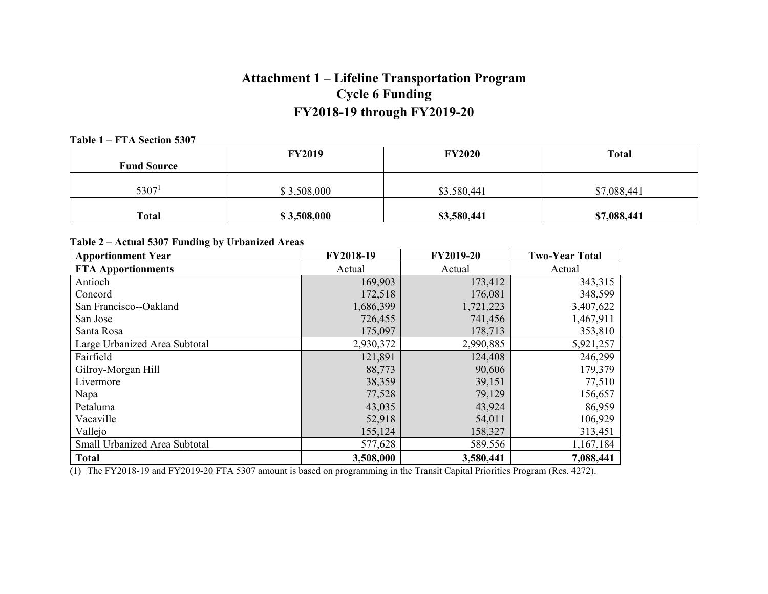# Attachment 1 – Lifeline Transportation Program
# Cycle 6 Funding
# FY2018-19 through FY2019-20

**Table 1 – FTA Section 5307**

| Fund Source | FY2019 | FY2020 | Total |
|---|---|---|---|
| 5307[1] | $ 3,508,000 | $3,580,441 | $7,088,441 |
| **Total** | **$ 3,508,000** | **$3,580,441** | **$7,088,441** |

**Table 2 – Actual 5307 Funding by Urbanized Areas**

| Apportionment Year | FY2018-19 | FY2019-20 | Two-Year Total |
|---|---|---|---|
| **FTA Apportionments** | Actual | Actual | Actual |
| Antioch | 169,903 | 173,412 | 343,315 |
| Concord | 172,518 | 176,081 | 348,599 |
| San Francisco--Oakland | 1,686,399 | 1,721,223 | 3,407,622 |
| San Jose | 726,455 | 741,456 | 1,467,911 |
| Santa Rosa | 175,097 | 178,713 | 353,810 |
| Large Urbanized Area Subtotal | 2,930,372 | 2,990,885 | 5,921,257 |
| Fairfield | 121,891 | 124,408 | 246,299 |
| Gilroy-Morgan Hill | 88,773 | 90,606 | 179,379 |
| Livermore | 38,359 | 39,151 | 77,510 |
| Napa | 77,528 | 79,129 | 156,657 |
| Petaluma | 43,035 | 43,924 | 86,959 |
| Vacaville | 52,918 | 54,011 | 106,929 |
| Vallejo | 155,124 | 158,327 | 313,451 |
| Small Urbanized Area Subtotal | 577,628 | 589,556 | 1,167,184 |
| **Total** | **3,508,000** | **3,580,441** | **7,088,441** |

(1) The FY2018-19 and FY2019-20 FTA 5307 amount is based on programming in the Transit Capital Priorities Program (Res. 4272).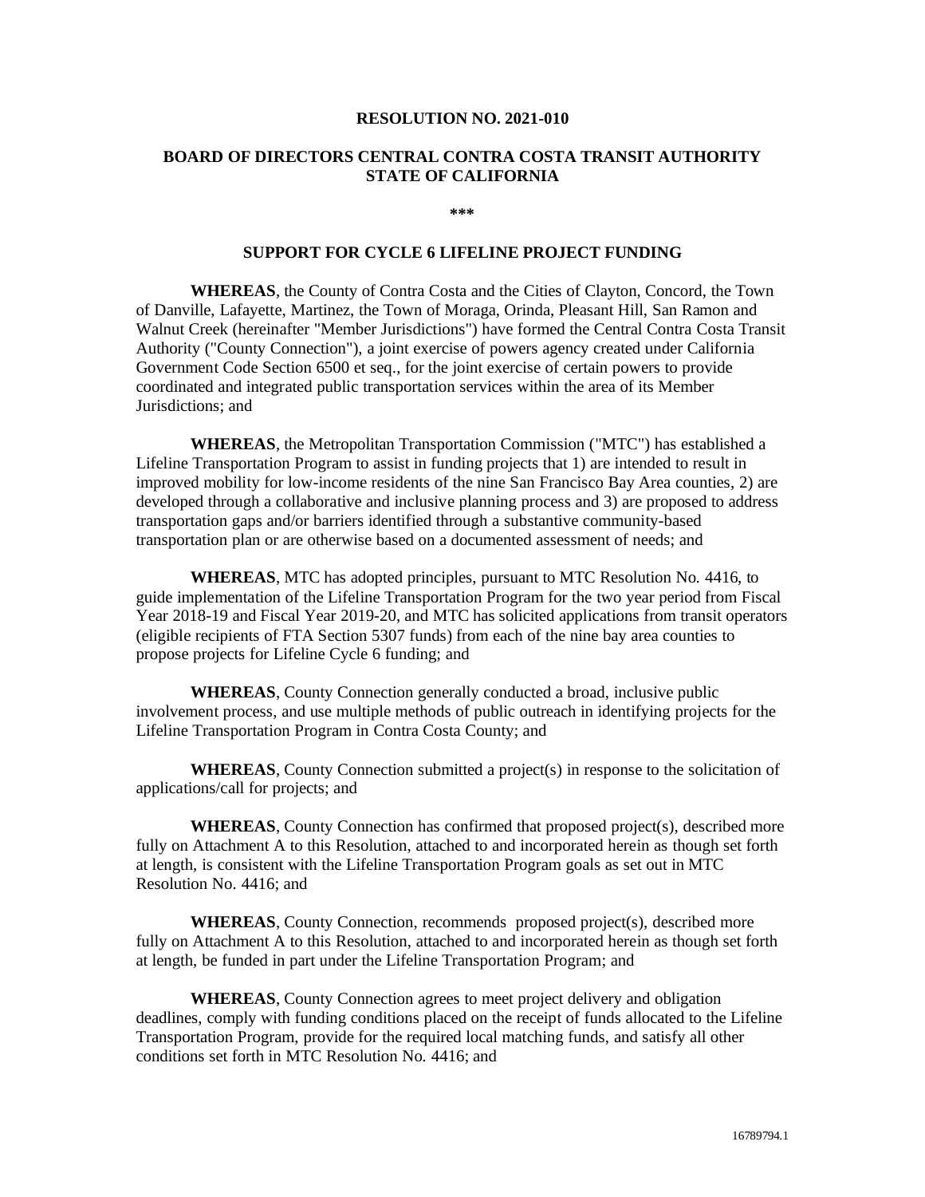**RESOLUTION NO. 2021-010**

**BOARD OF DIRECTORS CENTRAL CONTRA COSTA TRANSIT AUTHORITY STATE OF CALIFORNIA**

**\*\*\***

**SUPPORT FOR CYCLE 6 LIFELINE PROJECT FUNDING**

**WHEREAS**, the County of Contra Costa and the Cities of Clayton, Concord, the Town of Danville, Lafayette, Martinez, the Town of Moraga, Orinda, Pleasant Hill, San Ramon and Walnut Creek (hereinafter "Member Jurisdictions") have formed the Central Contra Costa Transit Authority ("County Connection"), a joint exercise of powers agency created under California Government Code Section 6500 et seq., for the joint exercise of certain powers to provide coordinated and integrated public transportation services within the area of its Member Jurisdictions; and

**WHEREAS**, the Metropolitan Transportation Commission ("MTC") has established a Lifeline Transportation Program to assist in funding projects that 1) are intended to result in improved mobility for low-income residents of the nine San Francisco Bay Area counties, 2) are developed through a collaborative and inclusive planning process and 3) are proposed to address transportation gaps and/or barriers identified through a substantive community-based transportation plan or are otherwise based on a documented assessment of needs; and

**WHEREAS**, MTC has adopted principles, pursuant to MTC Resolution No. 4416, to guide implementation of the Lifeline Transportation Program for the two year period from Fiscal Year 2018-19 and Fiscal Year 2019-20, and MTC has solicited applications from transit operators (eligible recipients of FTA Section 5307 funds) from each of the nine bay area counties to propose projects for Lifeline Cycle 6 funding; and

**WHEREAS**, County Connection generally conducted a broad, inclusive public involvement process, and use multiple methods of public outreach in identifying projects for the Lifeline Transportation Program in Contra Costa County; and

**WHEREAS**, County Connection submitted a project(s) in response to the solicitation of applications/call for projects; and

**WHEREAS**, County Connection has confirmed that proposed project(s), described more fully on Attachment A to this Resolution, attached to and incorporated herein as though set forth at length, is consistent with the Lifeline Transportation Program goals as set out in MTC Resolution No. 4416; and

**WHEREAS**, County Connection, recommends proposed project(s), described more fully on Attachment A to this Resolution, attached to and incorporated herein as though set forth at length, be funded in part under the Lifeline Transportation Program; and

**WHEREAS**, County Connection agrees to meet project delivery and obligation deadlines, comply with funding conditions placed on the receipt of funds allocated to the Lifeline Transportation Program, provide for the required local matching funds, and satisfy all other conditions set forth in MTC Resolution No. 4416; and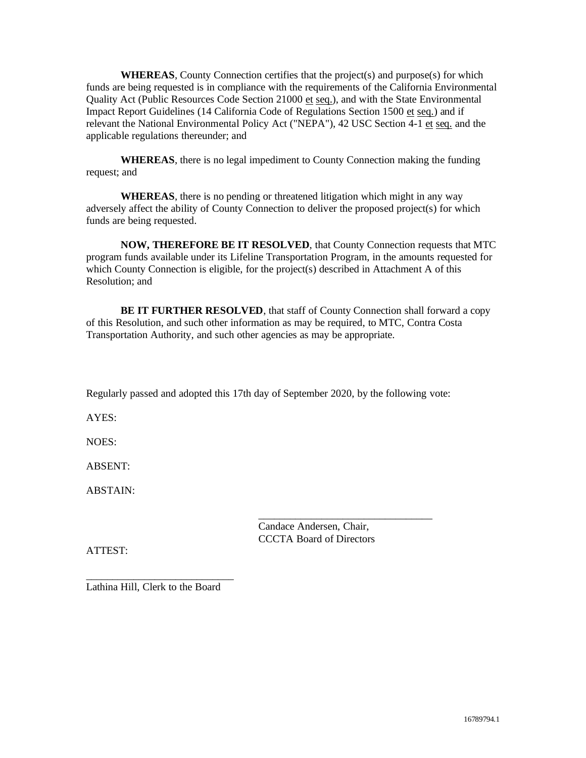**WHEREAS**, County Connection certifies that the project(s) and purpose(s) for which funds are being requested is in compliance with the requirements of the California Environmental Quality Act (Public Resources Code Section 21000 et seq.), and with the State Environmental Impact Report Guidelines (14 California Code of Regulations Section 1500 et seq.) and if relevant the National Environmental Policy Act ("NEPA"), 42 USC Section 4-1 et seq. and the applicable regulations thereunder; and

**WHEREAS**, there is no legal impediment to County Connection making the funding request; and

**WHEREAS**, there is no pending or threatened litigation which might in any way adversely affect the ability of County Connection to deliver the proposed project(s) for which funds are being requested.

**NOW, THEREFORE BE IT RESOLVED**, that County Connection requests that MTC program funds available under its Lifeline Transportation Program, in the amounts requested for which County Connection is eligible, for the project(s) described in Attachment A of this Resolution; and

**BE IT FURTHER RESOLVED**, that staff of County Connection shall forward a copy of this Resolution, and such other information as may be required, to MTC, Contra Costa Transportation Authority, and such other agencies as may be appropriate.

Regularly passed and adopted this 17th day of September 2020, by the following vote:

AYES:

NOES:

ABSENT:

ABSTAIN:

\_\_\_\_\_\_\_\_\_\_\_\_\_\_\_\_\_\_\_\_\_\_\_\_\_\_\_\_\_\_\_\_\_\_
Candace Andersen, Chair,
CCCTA Board of Directors

ATTEST:

\_\_\_\_\_\_\_\_\_\_\_\_\_\_\_\_\_\_\_\_\_\_\_\_\_\_\_\_\_\_
Lathina Hill, Clerk to the Board

16789794.1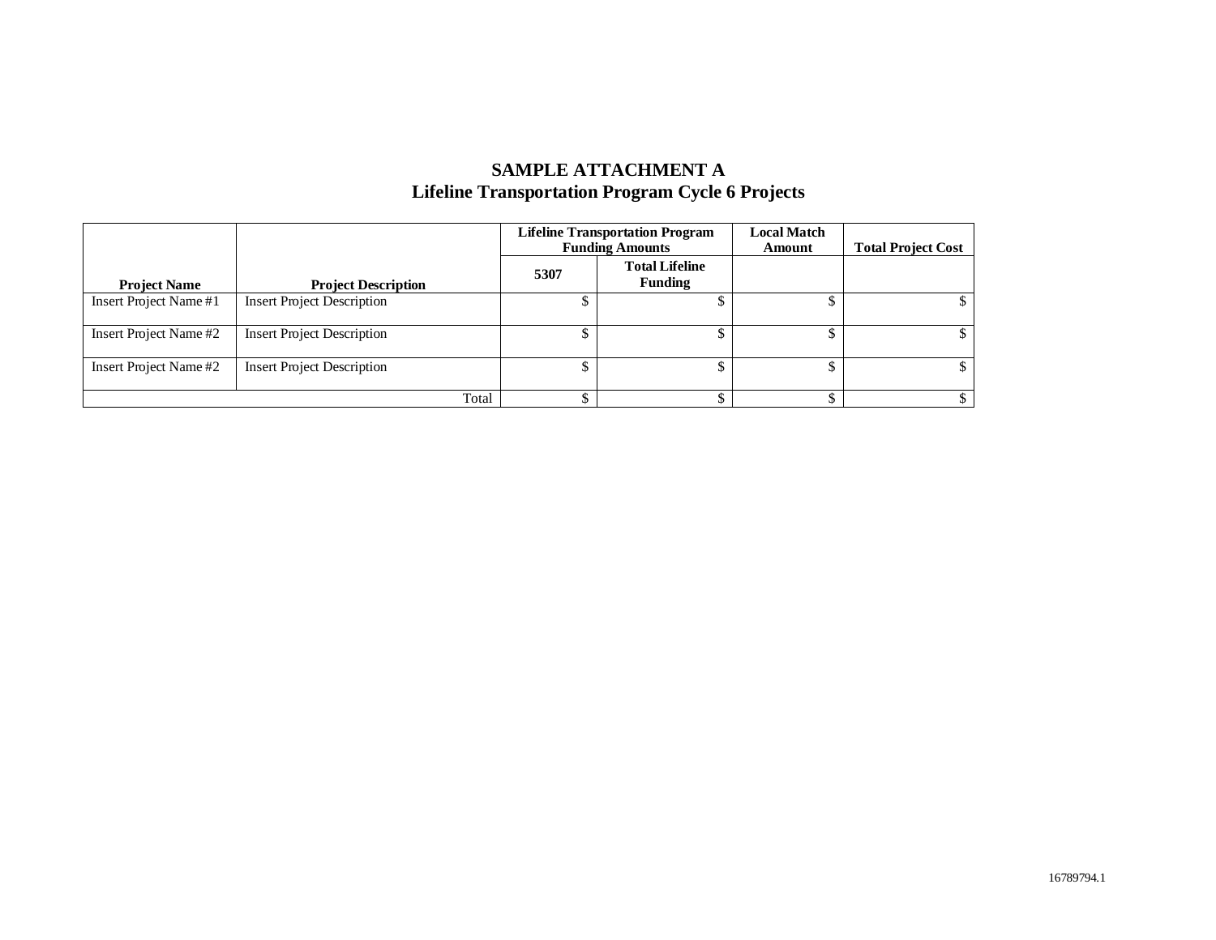## SAMPLE ATTACHMENT A
## Lifeline Transportation Program Cycle 6 Projects

| Project Name | Project Description | Lifeline Transportation Program Funding Amounts | | Local Match Amount | Total Project Cost |
|---|---|---|---|---|---|
| | | 5307 | Total Lifeline Funding | | |
| Insert Project Name #1 | Insert Project Description | $ | $ | $ | $ |
| Insert Project Name #2 | Insert Project Description | $ | $ | $ | $ |
| Insert Project Name #2 | Insert Project Description | $ | $ | $ | $ |
| | Total | $ | $ | $ | $ |

16789794.1